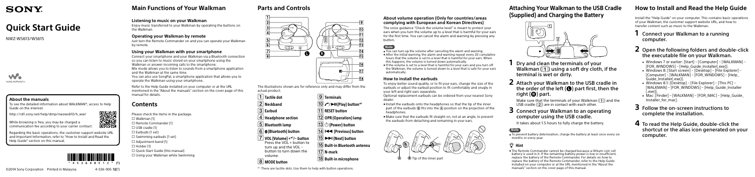SONY

# Quick Start Guide

NWZ-WS613/WS615

WALKMAN

### About the manuals

To see the detailed information about WALKMAN®, access to Help Guide on the internet.

http://rd1.sony.net/help/dmp/nwzws610/h_ww/

While browsing is free, you may be charged a communication fee according to your carrier contract.

Regarding the basic operations, the customer support website URL and Important Information, refer to "How to Install and Read the Help Guide" section on this manual.

4 5 3 6 9 0 5 1 2 (1)

©2014 Sony Corporation Printed in Malaysia

4-536-905-**12**(1)

## Main Functions of Your Walkman

### Listening to music on your Walkman

Enjoy music transferred to your Walkman by operating the buttons on the Walkman.

### Operating your Walkman by remote

Just turn the Remote Commander on and you can operate your Walkman by remote.

### Using your Walkman with your smartphone

Connect your smartphone and your Walkman via a Bluetooth connection so you can listen to music stored on your smartphone using the Walkman or answer incoming calls to the smartphone.

Mix mode allows you to listen to sounds from a smartphone application and the Walkman at the same time.

You can also use SongPal, a smartphone application that allows you to operate the Walkman using your smartphone.

Refer to the Help Guide installed on your computer or at the URL mentioned in the "About the manuals" section on the cover page of this manual for details.

## Contents

Please check the items in the package.

- ☐ Walkman (1)
- ☐ Remote Commander (1)
- ☐ USB cradle (1)
- ☐ Earbuds (1 set)
- ☐ Swimming earbuds (1 set)
- ☐ Adjustment band (1)
- ☐ Holder (1)
- ☐ Quick Start Guide (this manual)
- ☐ Using your Walkman while Swimming

## Parts and Controls

The illustrations shown are for reference only and may differ from the actual product.

1. **Tactile dot**
2. **Neckband**
3. **Earbud**
4. **Headphone section**
5. **Bluetooth lamp**
6. **(Bluetooth) button**
7. **VOL (Volume) +*1/– button**
   Press the VOL + button to turn up and the VOL – button to turn down the volume.
8. **MODE button**
9. **Terminals**
10. **/▶II (Play) button*1**
11. **RESET button**
12. **OPR (Operation) lamp**
13. **(Power) button**
14. **I◀◀ (Previous) button**
15. **▶▶I (Next) button**
16. **Built-in Bluetooth antenna**
17. **N-mark**
18. **Built-in microphone**

*1 There are tactile dots. Use them to help with button operations.

### About volume operation (Only for countries/areas complying with European and Korean Directives)

The voice guidance "Check the volume level" is meant to protect your ears when you turn the volume up to a level that is harmful for your ears for the first time. You can cancel the alarm and warning by pressing any button.

**Note**

- You can turn up the volume after canceling the alarm and warning.
- After the initial warning, the alarm and warning repeat every 20 cumulative hours that the volume is set to a level that is harmful for your ears. When this happens, the volume is turned down automatically.
- If the volume is set to a level that is harmful for your ears and you turn off the Walkman, the volume is turned down to a level that is safe for your ears automatically.

### How to install the earbuds

To enjoy better sound quality, or to fit your ears, change the size of the earbuds or adjust the earbud position to fit comfortably and snugly in your left and right ears separately.

Optional replacement earbuds can be ordered from your nearest Sony dealer.

- Install the earbuds onto the headphones so that the tip of the inner part of the earbuds Ⓑ fits into the Ⓐ position on the projection of the headphones.
- Make sure that the earbuds fit straight on, not at an angle, to prevent the earbuds from detaching and remaining in your ears.

Ⓐ Ⓑ Tip of the inner part

## Attaching Your Walkman to the USB Cradle (Supplied) and Charging the Battery

**1 Dry and clean the terminals of your Walkman (1) using a soft dry cloth, if the terminal is wet or dirty.**

**2 Attach your Walkman to the USB cradle in the order of the left (L) part first, then the right (R) part.**

Make sure that the terminals of your Walkman (1) and the USB cradle (2) are in contact with each other.

**3 Connect your Walkman to an operating computer using the USB cradle.**

It takes about 1.5 hours to fully charge the battery.

**Note**

- To prevent battery deterioration, charge the battery at least once every six months or every year.

**Hint**

- The Remote Commander cannot be charged because a lithium coin cell battery is used in it. If the remaining battery power is low or insufficient, replace the battery of the Remote Commander. For details on how to replace the battery of the Remote Commander, refer to the Help Guide installed on your computer or at the URL mentioned in the "About the manuals" section on the cover page of this manual.

## How to Install and Read the Help Guide

Install the "Help Guide" on your computer. This contains basic operations of your Walkman, the customer support website URL, and how to transfer content such as music to the Walkman.

**1 Connect your Walkman to a running computer.**

**2 Open the following folders and double-click the executable file on your Walkman.**

- Windows 7 or earlier: [Start] – [Computer] – [WALKMAN] – [FOR_WINDOWS] – [Help_Guide_Installer(.exe)].
- Windows 8: [Start screen] – [Desktop] – [File Explorer] – [Computer] – [WALKMAN] – [FOR_WINDOWS] – [Help_Guide_Installer(.exe)].
- Windows 8.1: [Desktop] – [File Explorer] – [This PC] – [WALKMAN] – [FOR_WINDOWS] – [Help_Guide_Installer(.exe)].
- Mac: [Finder] – [WALKMAN] – [FOR_MAC] – [Help_Guide_Installer_for_mac].

**3 Follow the on-screen instructions to complete the installation.**

**4 To read the Help Guide, double-click the shortcut or the alias icon generated on your computer.**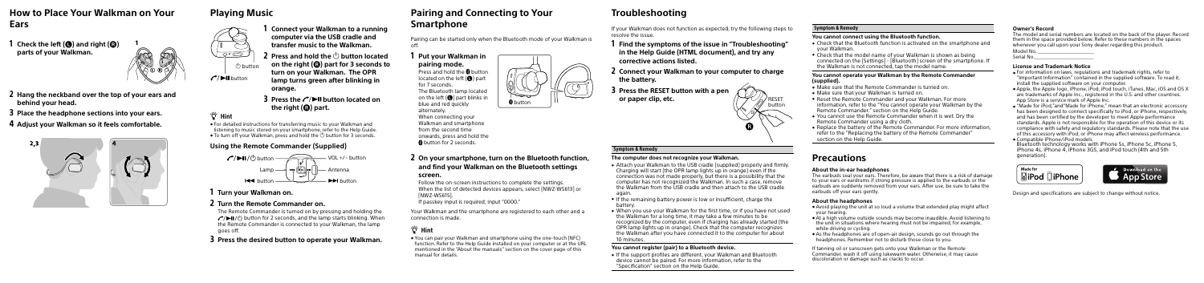# How to Place Your Walkman on Your Ears

**1 Check the left (L) and right (R) parts of your Walkman.**

**2 Hang the neckband over the top of your ears and behind your head.**

**3 Place the headphone sections into your ears.**

**4 Adjust your Walkman so it feels comfortable.**

2,3

4

# Playing Music

⏻ button

▸/▶II button

**1 Connect your Walkman to a running computer via the USB cradle and transfer music to the Walkman.**

**2 Press and hold the ⏻ button located on the right (R) part for 3 seconds to turn on your Walkman. The OPR lamp turns green after blinking in orange.**

**3 Press the ▸/▶II button located on the right (R) part.**

### Hint

- For detailed instructions for transferring music to your Walkman and listening to music stored on your smartphone, refer to the Help Guide.
- To turn off your Walkman, press and hold the ⏻ button for 3 seconds.

### Using the Remote Commander (Supplied)

▸/▶II/⏻ button

Lamp

I◀◀ button

VOL +/– button

Antenna

▶▶I button

**1 Turn your Walkman on.**

**2 Turn the Remote Commander on.**

The Remote Commander is turned on by pressing and holding the ▸/▶II/⏻ button for 2 seconds, and the lamp starts blinking. When the Remote Commander is connected to your Walkman, the lamp goes off.

**3 Press the desired button to operate your Walkman.**

# Pairing and Connecting to Your Smartphone

Pairing can be started only when the Bluetooth mode of your Walkman is off.

**1 Put your Walkman in pairing mode.**

Press and hold the ✱ button located on the left (L) part for 7 seconds.

The Bluetooth lamp located on the left (L) part blinks in blue and red quickly alternately.

When connecting your Walkman and smartphone from the second time onwards, press and hold the ✱ button for 2 seconds.

✱ button

**2 On your smartphone, turn on the Bluetooth function, and find your Walkman on the Bluetooth settings screen.**

Follow the on-screen instructions to complete the settings.

When the list of detected devices appears, select [NWZ-WS613] or [NWZ-WS615].

If passkey input is required, input "0000."

Your Walkman and the smartphone are registered to each other and a connection is made.

### Hint

- You can pair your Walkman and smartphone using the one-touch (NFC) function. Refer to the Help Guide installed on your computer or at the URL mentioned in the "About the manuals" section on the cover page of this manual for details.

# Troubleshooting

If your Walkman does not function as expected, try the following steps to resolve the issue.

**1 Find the symptoms of the issue in "Troubleshooting" in the Help Guide (HTML document), and try any corrective actions listed.**

**2 Connect your Walkman to your computer to charge the battery.**

**3 Press the RESET button with a pen or paper clip, etc.**

RESET button

### Symptom & Remedy

**The computer does not recognize your Walkman.**

- Attach your Walkman to the USB cradle (supplied) properly and firmly. Charging will start (the OPR lamp lights up in orange) even if the connection was not made properly, but there is a possibility that the computer has not recognized the Walkman. In such a case, remove the Walkman from the USB cradle and then attach to the USB cradle again.
- If the remaining battery power is low or insufficient, charge the battery.
- When you use your Walkman for the first time, or if you have not used the Walkman for a long time, it may take a few minutes to be recognized by the computer, even if charging has already started (the OPR lamp lights up in orange). Check that the computer recognizes the Walkman after you have connected it to the computer for about 10 minutes.

**You cannot register (pair) to a Bluetooth device.**

- If the support profiles are different, your Walkman and Bluetooth device cannot be paired. For more information, refer to the "Specification" section on the Help Guide.

### Symptom & Remedy

**You cannot connect using the Bluetooth function.**

- Check that the Bluetooth function is activated on the smartphone and your Walkman.
- Check that the model name of your Walkman is shown as being connected on the [Settings] - [Bluetooth] screen of the smartphone. If the Walkman is not connected, tap the model name.

**You cannot operate your Walkman by the Remote Commander (supplied).**

- Make sure that the Remote Commander is turned on.
- Make sure that your Walkman is turned on.
- Reset the Remote Commander and your Walkman. For more information, refer to the "You cannot operate your Walkman by the Remote Commander." section on the Help Guide.
- You cannot use the Remote Commander when it is wet. Dry the Remote Commander using a dry cloth.
- Replace the battery of the Remote Commander. For more information, refer to the "Replacing the battery of the Remote Commander" section on the Help Guide.

# Precautions

**About the in-ear headphones**

The earbuds seal your ears. Therefore, be aware that there is a risk of damage to your ears or eardrums if strong pressure is applied to the earbuds or the earbuds are suddenly removed from your ears. After use, be sure to take the earbuds off your ears gently.

**About the headphones**

- Avoid playing the unit at so loud a volume that extended play might affect your hearing.
- At a high volume outside sounds may become inaudible. Avoid listening to the unit in situations where hearing must not be impaired, for example, while driving or cycling.
- As the headphones are of open-air design, sounds go out through the headphones. Remember not to disturb those close to you.

If tanning oil or sunscreen gets onto your Walkman or the Remote Commander, wash it off using lukewarm water. Otherwise, it may cause discoloration or damage such as cracks to occur.

**Owner's Record**

The model and serial numbers are located on the back of the player. Record them in the space provided below. Refer to these numbers in the spaces whenever you call upon your Sony dealer regarding this product.

Model No.\_\_\_\_\_\_\_\_\_\_\_\_\_\_\_\_\_\_\_\_

Serial No.\_\_\_\_\_\_\_\_\_\_\_\_\_\_\_\_\_\_\_\_

**License and Trademark Notice**

- For information on laws, regulations and trademark rights, refer to "Important Information" contained in the supplied software. To read it, install the supplied software on your computer.
- Apple, the Apple logo, iPhone, iPod, iPod touch, iTunes, Mac, iOS and OS X are trademarks of Apple Inc., registered in the U.S. and other countries. App Store is a service mark of Apple Inc.
- "Made for iPod,"and"Made for iPhone," mean that an electronic accessory has been designed to connect specifically to iPod, or iPhone, respectively, and has been certified by the developer to meet Apple performance standards. Apple is not responsible for the operation of this device or its compliance with safety and regulatory standards. Please note that the use of this accessory with iPod, or iPhone may affect wireless performance.
- Compatible iPhone/iPod models
  Bluetooth technology works with iPhone 5s, iPhone 5c, iPhone 5, iPhone 4s, iPhone 4, iPhone 3GS, and iPod touch (4th and 5th generation).

Made for iPod iPhone

Download on the App Store

Design and specifications are subject to change without notice.